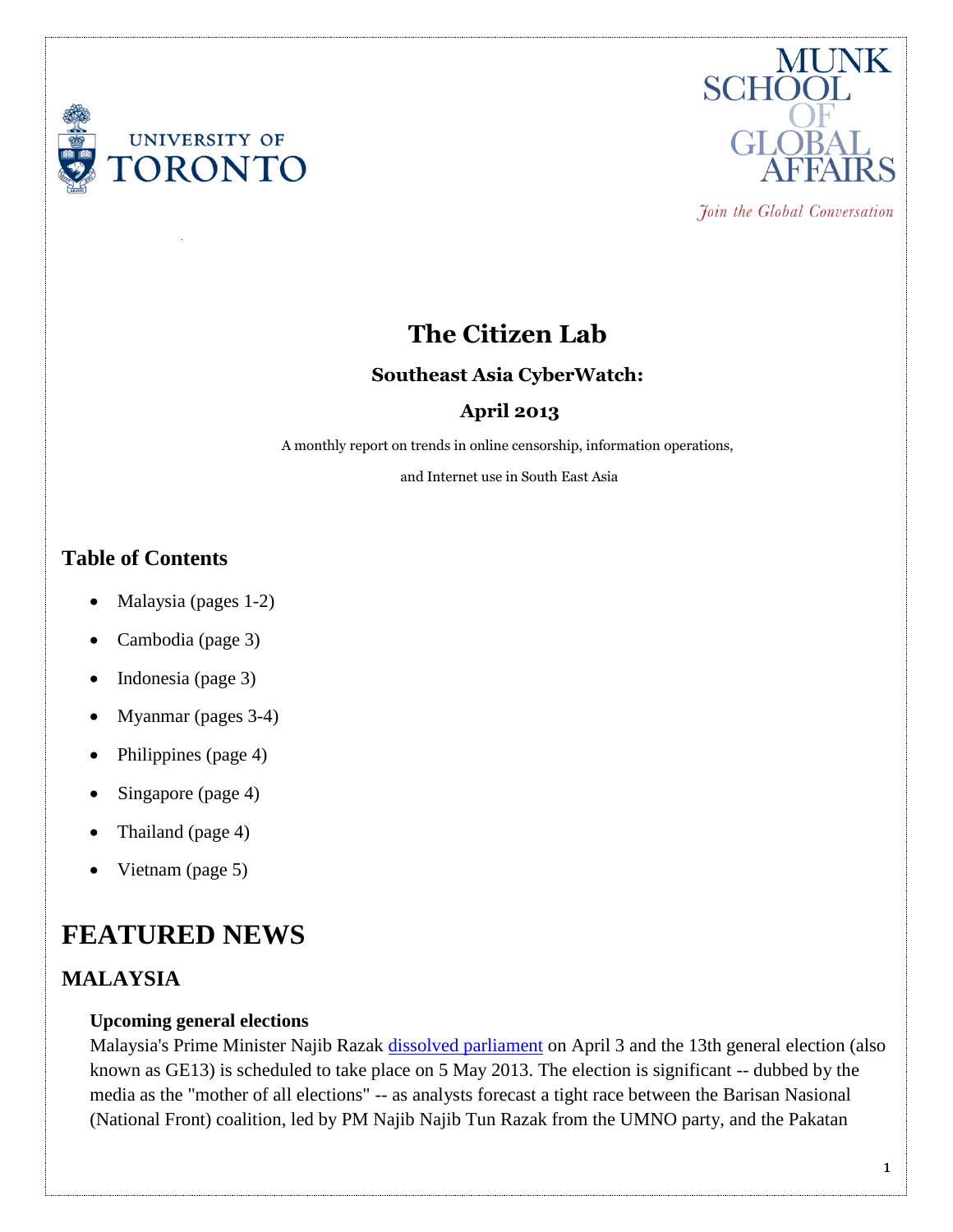# The Citizen Lab

### Southeast Asia CyberWatch:

### April 2013

A monthly report on trends in online censorship, information operations,

and Internet use in South East Asia

## Table of Contents

- Malaysia (pages 1-2)
- Cambodia (page 3)
- Indonesia (page 3)
- Myanmar (pages 3-4)
- Philippines (page 4)
- Singapore (page 4)
- Thailand (page 4)
- Vietnam (page 5)

# FEATURED NEWS

## MALAYSIA

**Upcoming general elections**

Malaysia's Prime Minister Najib Razak dissolved parliament on April 3 and the 13th general election (also known as GE13) is scheduled to take place on 5 May 2013. The election is significant -- dubbed by the media as the "mother of all elections" -- as analysts forecast a tight race between the Barisan Nasional (National Front) coalition, led by PM Najib Najib Tun Razak from the UMNO party, and the Pakatan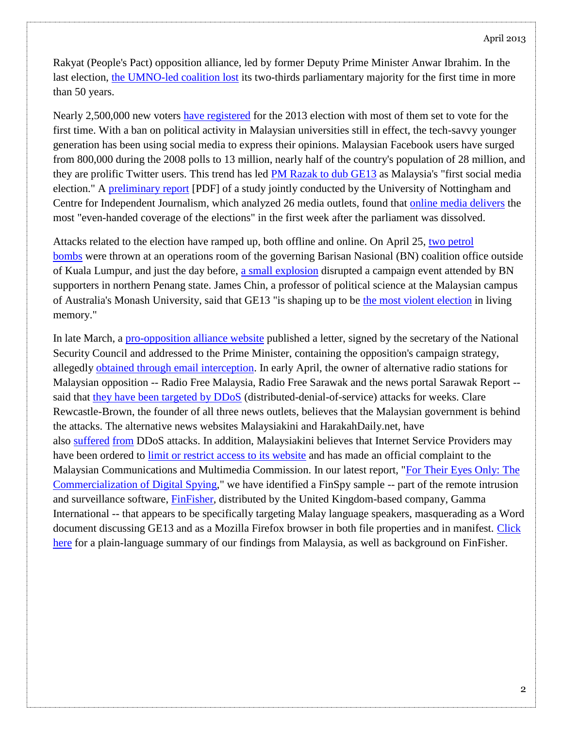Rakyat (People's Pact) opposition alliance, led by former Deputy Prime Minister Anwar Ibrahim. In the last election, the UMNO-led coalition lost its two-thirds parliamentary majority for the first time in more than 50 years.

Nearly 2,500,000 new voters have registered for the 2013 election with most of them set to vote for the first time. With a ban on political activity in Malaysian universities still in effect, the tech-savvy younger generation has been using social media to express their opinions. Malaysian Facebook users have surged from 800,000 during the 2008 polls to 13 million, nearly half of the country's population of 28 million, and they are prolific Twitter users. This trend has led PM Razak to dub GE13 as Malaysia's "first social media election." A preliminary report [PDF] of a study jointly conducted by the University of Nottingham and Centre for Independent Journalism, which analyzed 26 media outlets, found that online media delivers the most "even-handed coverage of the elections" in the first week after the parliament was dissolved.

Attacks related to the election have ramped up, both offline and online. On April 25, two petrol bombs were thrown at an operations room of the governing Barisan Nasional (BN) coalition office outside of Kuala Lumpur, and just the day before, a small explosion disrupted a campaign event attended by BN supporters in northern Penang state. James Chin, a professor of political science at the Malaysian campus of Australia's Monash University, said that GE13 "is shaping up to be the most violent election in living memory."

In late March, a pro-opposition alliance website published a letter, signed by the secretary of the National Security Council and addressed to the Prime Minister, containing the opposition's campaign strategy, allegedly obtained through email interception. In early April, the owner of alternative radio stations for Malaysian opposition -- Radio Free Malaysia, Radio Free Sarawak and the news portal Sarawak Report -- said that they have been targeted by DDoS (distributed-denial-of-service) attacks for weeks. Clare Rewcastle-Brown, the founder of all three news outlets, believes that the Malaysian government is behind the attacks. The alternative news websites Malaysiakini and HarakahDaily.net, have also suffered from DDoS attacks. In addition, Malaysiakini believes that Internet Service Providers may have been ordered to limit or restrict access to its website and has made an official complaint to the Malaysian Communications and Multimedia Commission. In our latest report, "For Their Eyes Only: The Commercialization of Digital Spying," we have identified a FinSpy sample -- part of the remote intrusion and surveillance software, FinFisher, distributed by the United Kingdom-based company, Gamma International -- that appears to be specifically targeting Malay language speakers, masquerading as a Word document discussing GE13 and as a Mozilla Firefox browser in both file properties and in manifest. Click here for a plain-language summary of our findings from Malaysia, as well as background on FinFisher.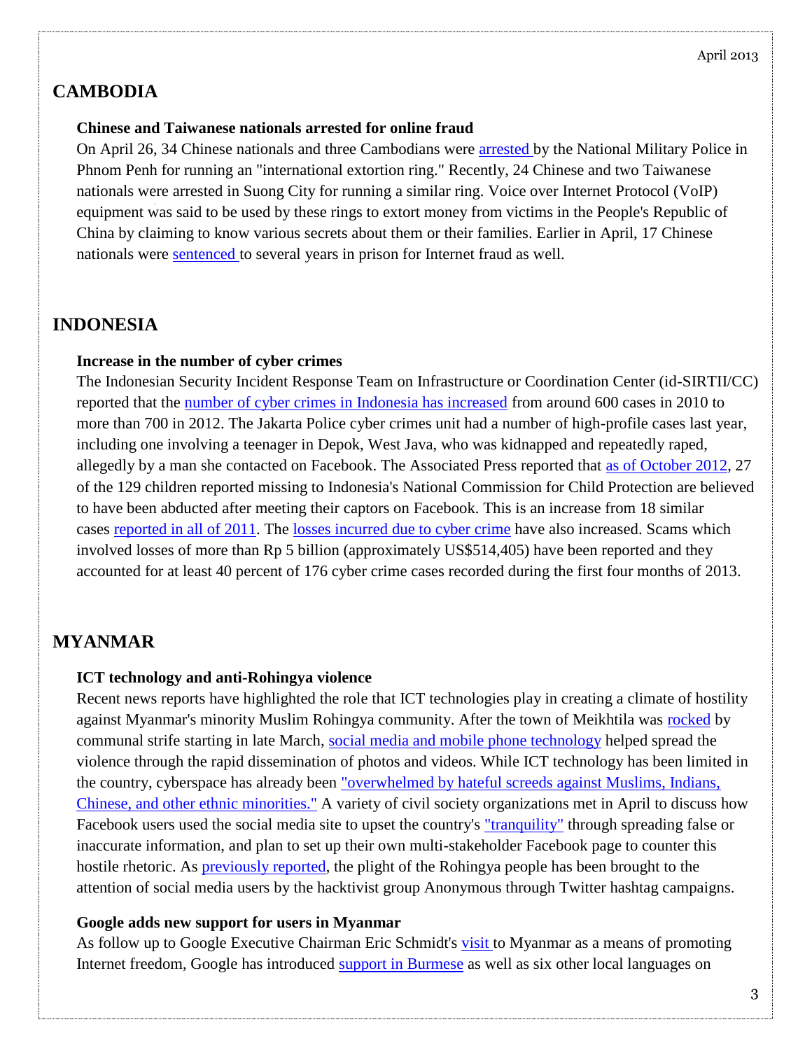## CAMBODIA

### Chinese and Taiwanese nationals arrested for online fraud

On April 26, 34 Chinese nationals and three Cambodians were arrested by the National Military Police in Phnom Penh for running an "international extortion ring." Recently, 24 Chinese and two Taiwanese nationals were arrested in Suong City for running a similar ring. Voice over Internet Protocol (VoIP) equipment was said to be used by these rings to extort money from victims in the People's Republic of China by claiming to know various secrets about them or their families. Earlier in April, 17 Chinese nationals were sentenced to several years in prison for Internet fraud as well.

## INDONESIA

### Increase in the number of cyber crimes

The Indonesian Security Incident Response Team on Infrastructure or Coordination Center (id-SIRTII/CC) reported that the number of cyber crimes in Indonesia has increased from around 600 cases in 2010 to more than 700 in 2012. The Jakarta Police cyber crimes unit had a number of high-profile cases last year, including one involving a teenager in Depok, West Java, who was kidnapped and repeatedly raped, allegedly by a man she contacted on Facebook. The Associated Press reported that as of October 2012, 27 of the 129 children reported missing to Indonesia's National Commission for Child Protection are believed to have been abducted after meeting their captors on Facebook. This is an increase from 18 similar cases reported in all of 2011. The losses incurred due to cyber crime have also increased. Scams which involved losses of more than Rp 5 billion (approximately US$514,405) have been reported and they accounted for at least 40 percent of 176 cyber crime cases recorded during the first four months of 2013.

## MYANMAR

### ICT technology and anti-Rohingya violence

Recent news reports have highlighted the role that ICT technologies play in creating a climate of hostility against Myanmar's minority Muslim Rohingya community. After the town of Meikhtila was rocked by communal strife starting in late March, social media and mobile phone technology helped spread the violence through the rapid dissemination of photos and videos. While ICT technology has been limited in the country, cyberspace has already been "overwhelmed by hateful screeds against Muslims, Indians, Chinese, and other ethnic minorities." A variety of civil society organizations met in April to discuss how Facebook users used the social media site to upset the country's "tranquility" through spreading false or inaccurate information, and plan to set up their own multi-stakeholder Facebook page to counter this hostile rhetoric. As previously reported, the plight of the Rohingya people has been brought to the attention of social media users by the hacktivist group Anonymous through Twitter hashtag campaigns.

### Google adds new support for users in Myanmar

As follow up to Google Executive Chairman Eric Schmidt's visit to Myanmar as a means of promoting Internet freedom, Google has introduced support in Burmese as well as six other local languages on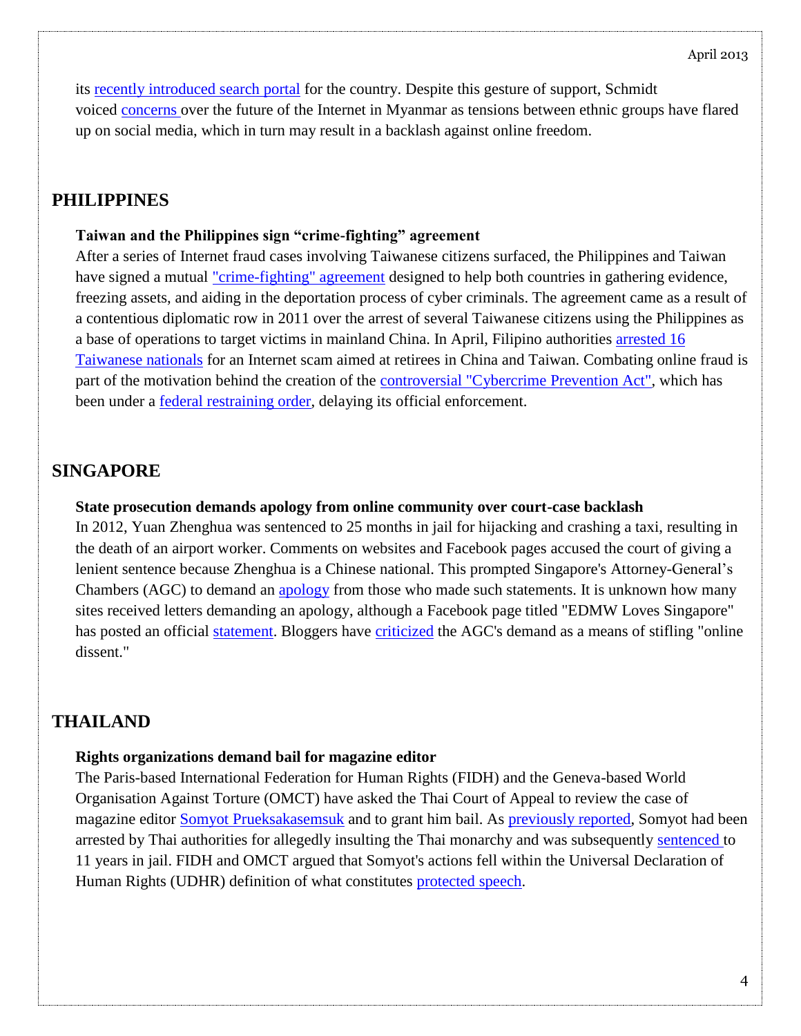its recently introduced search portal for the country. Despite this gesture of support, Schmidt voiced concerns over the future of the Internet in Myanmar as tensions between ethnic groups have flared up on social media, which in turn may result in a backlash against online freedom.

## PHILIPPINES

**Taiwan and the Philippines sign "crime-fighting" agreement**

After a series of Internet fraud cases involving Taiwanese citizens surfaced, the Philippines and Taiwan have signed a mutual "crime-fighting" agreement designed to help both countries in gathering evidence, freezing assets, and aiding in the deportation process of cyber criminals. The agreement came as a result of a contentious diplomatic row in 2011 over the arrest of several Taiwanese citizens using the Philippines as a base of operations to target victims in mainland China. In April, Filipino authorities arrested 16 Taiwanese nationals for an Internet scam aimed at retirees in China and Taiwan. Combating online fraud is part of the motivation behind the creation of the controversial "Cybercrime Prevention Act", which has been under a federal restraining order, delaying its official enforcement.

## SINGAPORE

**State prosecution demands apology from online community over court-case backlash**

In 2012, Yuan Zhenghua was sentenced to 25 months in jail for hijacking and crashing a taxi, resulting in the death of an airport worker. Comments on websites and Facebook pages accused the court of giving a lenient sentence because Zhenghua is a Chinese national. This prompted Singapore's Attorney-General's Chambers (AGC) to demand an apology from those who made such statements. It is unknown how many sites received letters demanding an apology, although a Facebook page titled "EDMW Loves Singapore" has posted an official statement. Bloggers have criticized the AGC's demand as a means of stifling "online dissent."

## THAILAND

**Rights organizations demand bail for magazine editor**

The Paris-based International Federation for Human Rights (FIDH) and the Geneva-based World Organisation Against Torture (OMCT) have asked the Thai Court of Appeal to review the case of magazine editor Somyot Prueksakasemsuk and to grant him bail. As previously reported, Somyot had been arrested by Thai authorities for allegedly insulting the Thai monarchy and was subsequently sentenced to 11 years in jail. FIDH and OMCT argued that Somyot's actions fell within the Universal Declaration of Human Rights (UDHR) definition of what constitutes protected speech.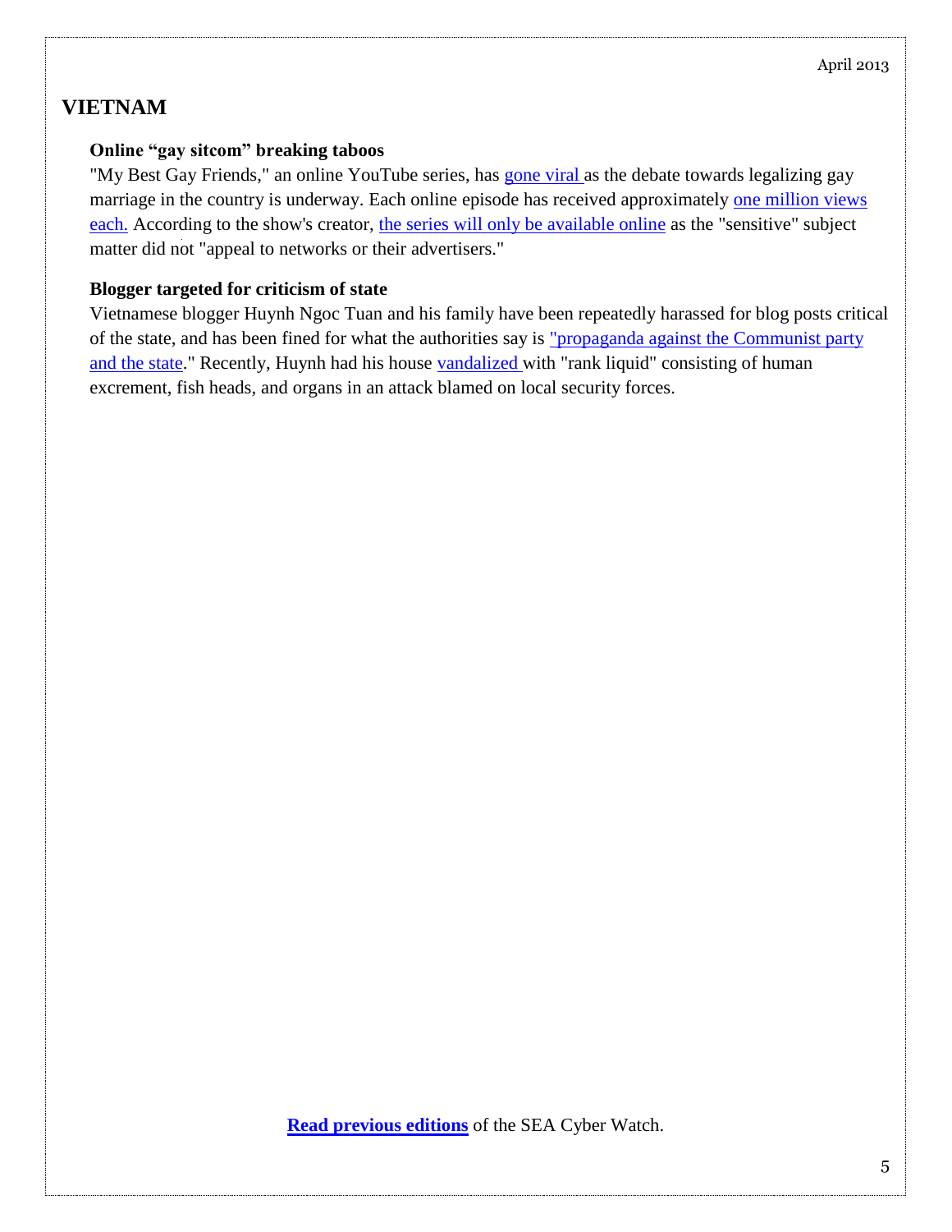## VIETNAM

### Online "gay sitcom" breaking taboos

"My Best Gay Friends," an online YouTube series, has gone viral as the debate towards legalizing gay marriage in the country is underway. Each online episode has received approximately one million views each. According to the show's creator, the series will only be available online as the "sensitive" subject matter did not "appeal to networks or their advertisers."

### Blogger targeted for criticism of state

Vietnamese blogger Huynh Ngoc Tuan and his family have been repeatedly harassed for blog posts critical of the state, and has been fined for what the authorities say is "propaganda against the Communist party and the state." Recently, Huynh had his house vandalized with "rank liquid" consisting of human excrement, fish heads, and organs in an attack blamed on local security forces.

**Read previous editions** of the SEA Cyber Watch.